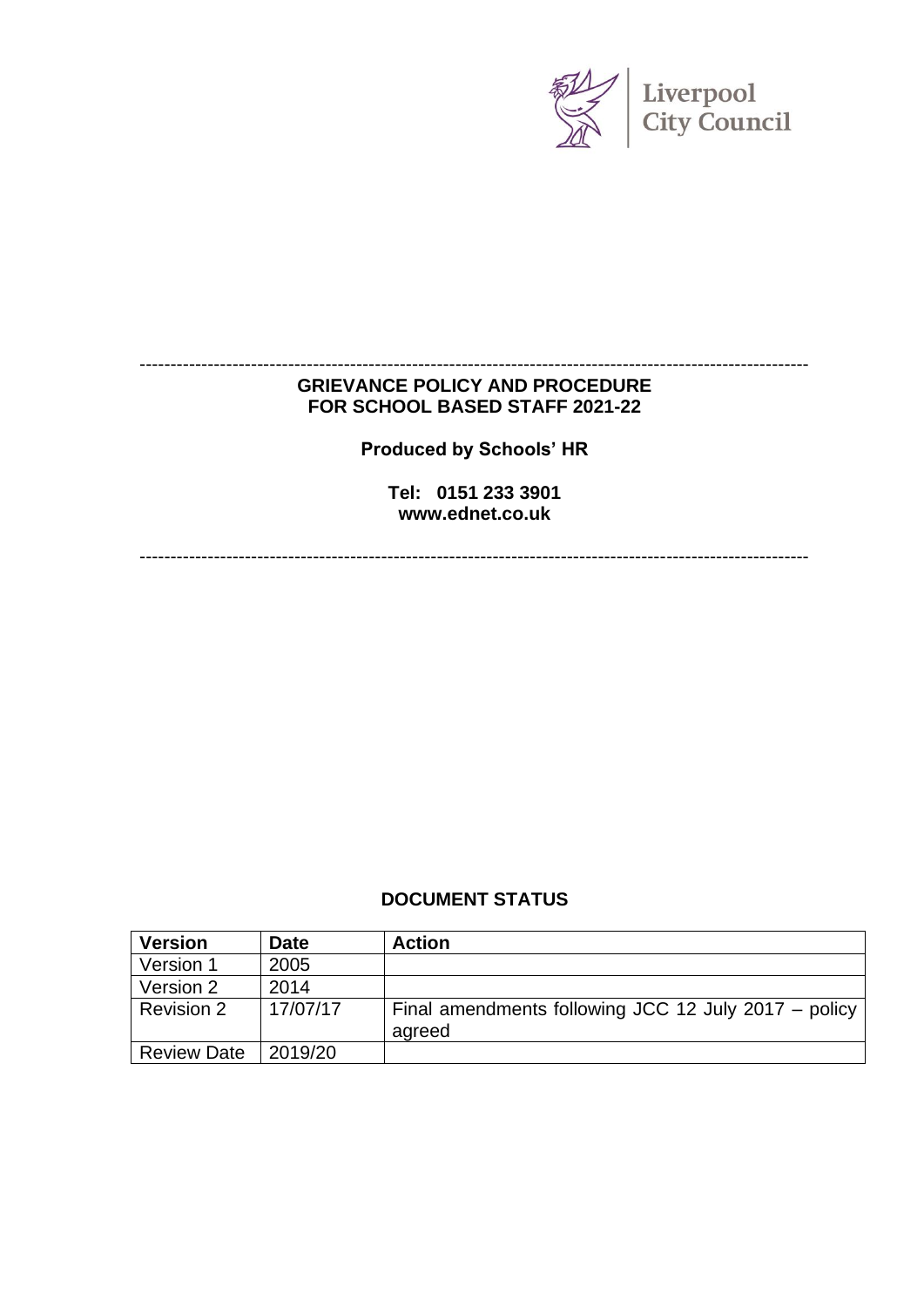Liverpool City Council

---

**GRIEVANCE POLICY AND PROCEDURE FOR SCHOOL BASED STAFF 2021-22**

**Produced by Schools' HR**

**Tel: 0151 233 3901**
**www.ednet.co.uk**

---

**DOCUMENT STATUS**

| Version | Date | Action |
| --- | --- | --- |
| Version 1 | 2005 | |
| Version 2 | 2014 | |
| Revision 2 | 17/07/17 | Final amendments following JCC 12 July 2017 – policy agreed |
| Review Date | 2019/20 | |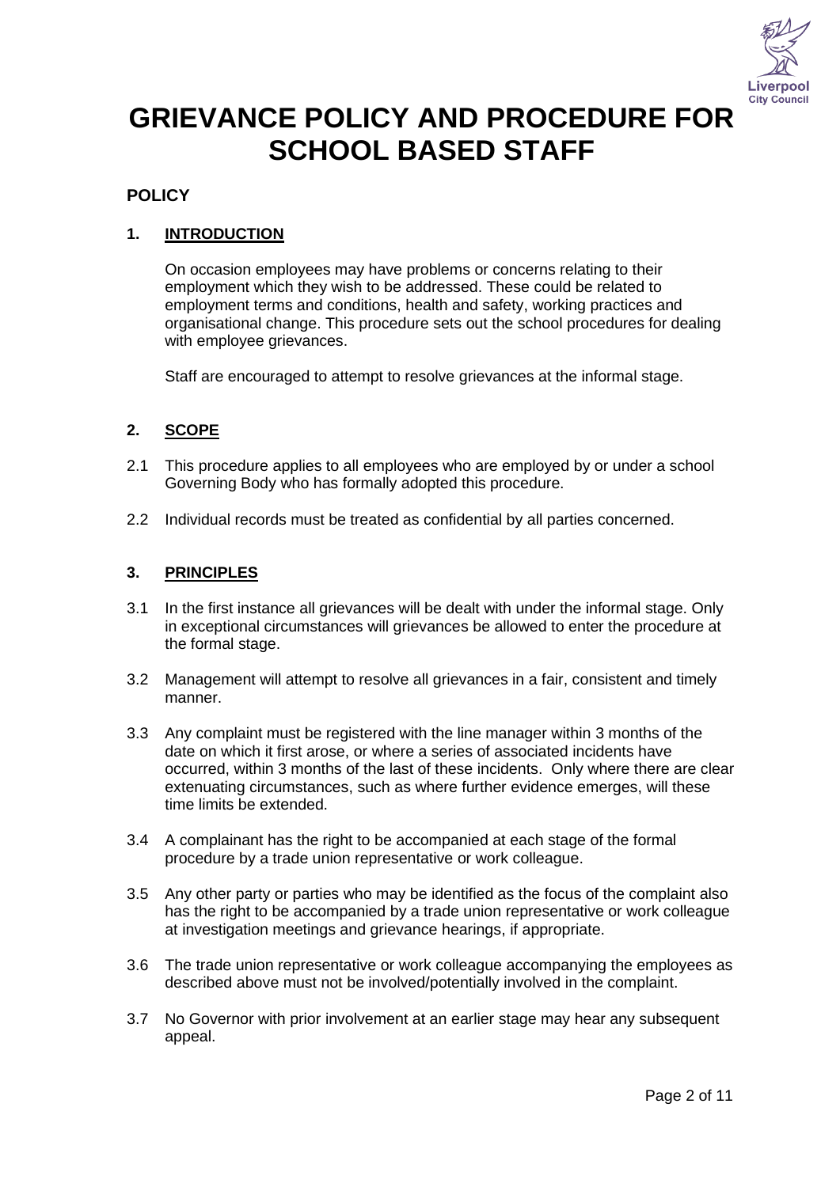# GRIEVANCE POLICY AND PROCEDURE FOR SCHOOL BASED STAFF

## POLICY

### 1. INTRODUCTION

On occasion employees may have problems or concerns relating to their employment which they wish to be addressed. These could be related to employment terms and conditions, health and safety, working practices and organisational change. This procedure sets out the school procedures for dealing with employee grievances.

Staff are encouraged to attempt to resolve grievances at the informal stage.

### 2. SCOPE

2.1 This procedure applies to all employees who are employed by or under a school Governing Body who has formally adopted this procedure.

2.2 Individual records must be treated as confidential by all parties concerned.

### 3. PRINCIPLES

3.1 In the first instance all grievances will be dealt with under the informal stage. Only in exceptional circumstances will grievances be allowed to enter the procedure at the formal stage.

3.2 Management will attempt to resolve all grievances in a fair, consistent and timely manner.

3.3 Any complaint must be registered with the line manager within 3 months of the date on which it first arose, or where a series of associated incidents have occurred, within 3 months of the last of these incidents. Only where there are clear extenuating circumstances, such as where further evidence emerges, will these time limits be extended.

3.4 A complainant has the right to be accompanied at each stage of the formal procedure by a trade union representative or work colleague.

3.5 Any other party or parties who may be identified as the focus of the complaint also has the right to be accompanied by a trade union representative or work colleague at investigation meetings and grievance hearings, if appropriate.

3.6 The trade union representative or work colleague accompanying the employees as described above must not be involved/potentially involved in the complaint.

3.7 No Governor with prior involvement at an earlier stage may hear any subsequent appeal.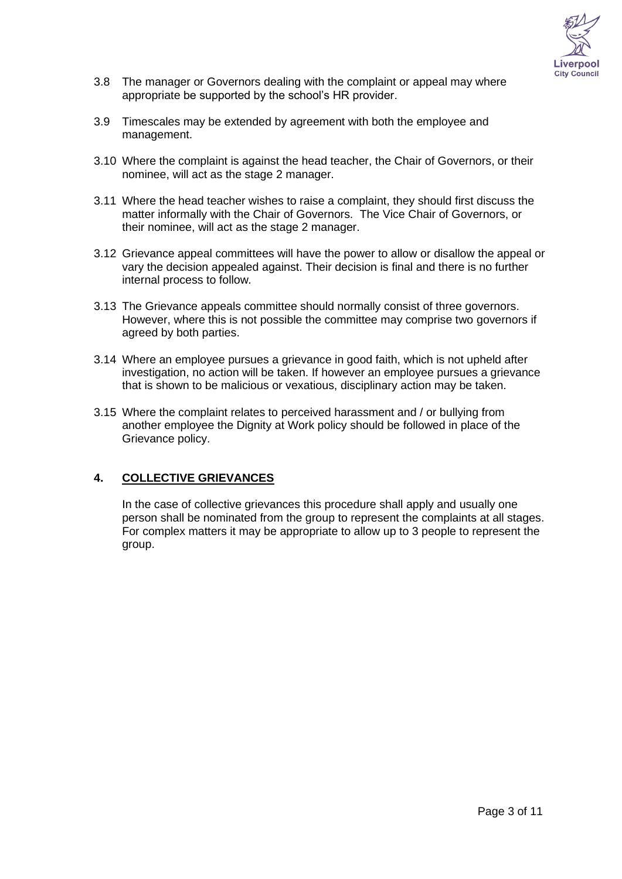3.8 The manager or Governors dealing with the complaint or appeal may where appropriate be supported by the school's HR provider.

3.9 Timescales may be extended by agreement with both the employee and management.

3.10 Where the complaint is against the head teacher, the Chair of Governors, or their nominee, will act as the stage 2 manager.

3.11 Where the head teacher wishes to raise a complaint, they should first discuss the matter informally with the Chair of Governors. The Vice Chair of Governors, or their nominee, will act as the stage 2 manager.

3.12 Grievance appeal committees will have the power to allow or disallow the appeal or vary the decision appealed against. Their decision is final and there is no further internal process to follow.

3.13 The Grievance appeals committee should normally consist of three governors. However, where this is not possible the committee may comprise two governors if agreed by both parties.

3.14 Where an employee pursues a grievance in good faith, which is not upheld after investigation, no action will be taken. If however an employee pursues a grievance that is shown to be malicious or vexatious, disciplinary action may be taken.

3.15 Where the complaint relates to perceived harassment and / or bullying from another employee the Dignity at Work policy should be followed in place of the Grievance policy.

## 4. COLLECTIVE GRIEVANCES

In the case of collective grievances this procedure shall apply and usually one person shall be nominated from the group to represent the complaints at all stages. For complex matters it may be appropriate to allow up to 3 people to represent the group.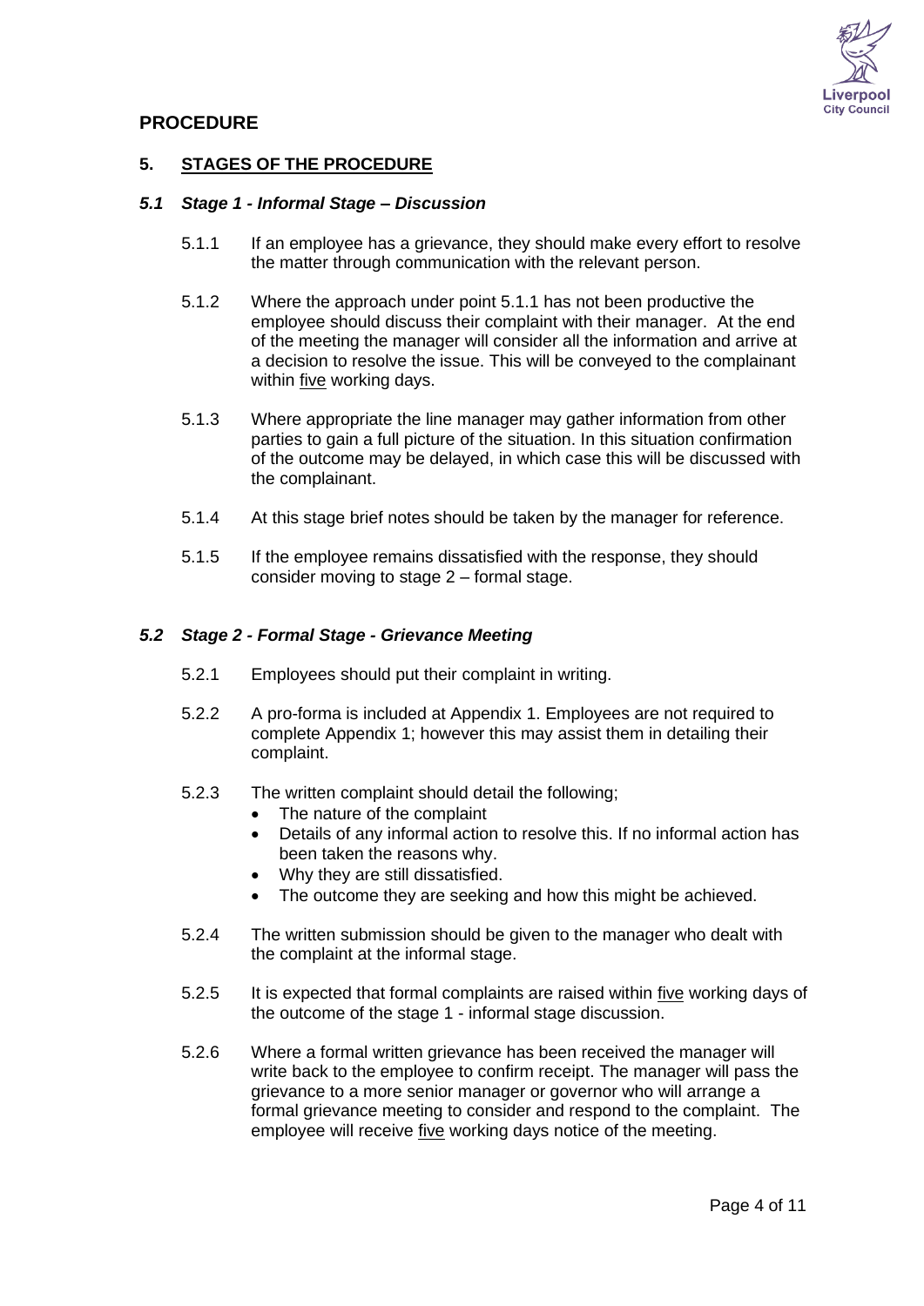# PROCEDURE

## 5. STAGES OF THE PROCEDURE

### *5.1 Stage 1 - Informal Stage – Discussion*

5.1.1 If an employee has a grievance, they should make every effort to resolve the matter through communication with the relevant person.

5.1.2 Where the approach under point 5.1.1 has not been productive the employee should discuss their complaint with their manager. At the end of the meeting the manager will consider all the information and arrive at a decision to resolve the issue. This will be conveyed to the complainant within <u>five</u> working days.

5.1.3 Where appropriate the line manager may gather information from other parties to gain a full picture of the situation. In this situation confirmation of the outcome may be delayed, in which case this will be discussed with the complainant.

5.1.4 At this stage brief notes should be taken by the manager for reference.

5.1.5 If the employee remains dissatisfied with the response, they should consider moving to stage 2 – formal stage.

### *5.2 Stage 2 - Formal Stage - Grievance Meeting*

5.2.1 Employees should put their complaint in writing.

5.2.2 A pro-forma is included at Appendix 1. Employees are not required to complete Appendix 1; however this may assist them in detailing their complaint.

5.2.3 The written complaint should detail the following;

- The nature of the complaint
- Details of any informal action to resolve this. If no informal action has been taken the reasons why.
- Why they are still dissatisfied.
- The outcome they are seeking and how this might be achieved.

5.2.4 The written submission should be given to the manager who dealt with the complaint at the informal stage.

5.2.5 It is expected that formal complaints are raised within <u>five</u> working days of the outcome of the stage 1 - informal stage discussion.

5.2.6 Where a formal written grievance has been received the manager will write back to the employee to confirm receipt. The manager will pass the grievance to a more senior manager or governor who will arrange a formal grievance meeting to consider and respond to the complaint. The employee will receive <u>five</u> working days notice of the meeting.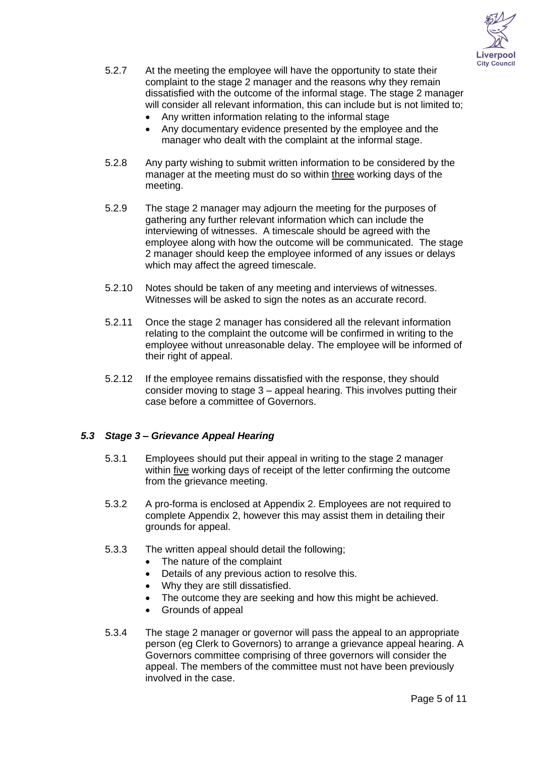5.2.7 At the meeting the employee will have the opportunity to state their complaint to the stage 2 manager and the reasons why they remain dissatisfied with the outcome of the informal stage. The stage 2 manager will consider all relevant information, this can include but is not limited to;

- Any written information relating to the informal stage
- Any documentary evidence presented by the employee and the manager who dealt with the complaint at the informal stage.

5.2.8 Any party wishing to submit written information to be considered by the manager at the meeting must do so within <u>three</u> working days of the meeting.

5.2.9 The stage 2 manager may adjourn the meeting for the purposes of gathering any further relevant information which can include the interviewing of witnesses. A timescale should be agreed with the employee along with how the outcome will be communicated. The stage 2 manager should keep the employee informed of any issues or delays which may affect the agreed timescale.

5.2.10 Notes should be taken of any meeting and interviews of witnesses. Witnesses will be asked to sign the notes as an accurate record.

5.2.11 Once the stage 2 manager has considered all the relevant information relating to the complaint the outcome will be confirmed in writing to the employee without unreasonable delay. The employee will be informed of their right of appeal.

5.2.12 If the employee remains dissatisfied with the response, they should consider moving to stage 3 – appeal hearing. This involves putting their case before a committee of Governors.

### *5.3 Stage 3 – Grievance Appeal Hearing*

5.3.1 Employees should put their appeal in writing to the stage 2 manager within <u>five</u> working days of receipt of the letter confirming the outcome from the grievance meeting.

5.3.2 A pro-forma is enclosed at Appendix 2. Employees are not required to complete Appendix 2, however this may assist them in detailing their grounds for appeal.

5.3.3 The written appeal should detail the following;

- The nature of the complaint
- Details of any previous action to resolve this.
- Why they are still dissatisfied.
- The outcome they are seeking and how this might be achieved.
- Grounds of appeal

5.3.4 The stage 2 manager or governor will pass the appeal to an appropriate person (eg Clerk to Governors) to arrange a grievance appeal hearing. A Governors committee comprising of three governors will consider the appeal. The members of the committee must not have been previously involved in the case.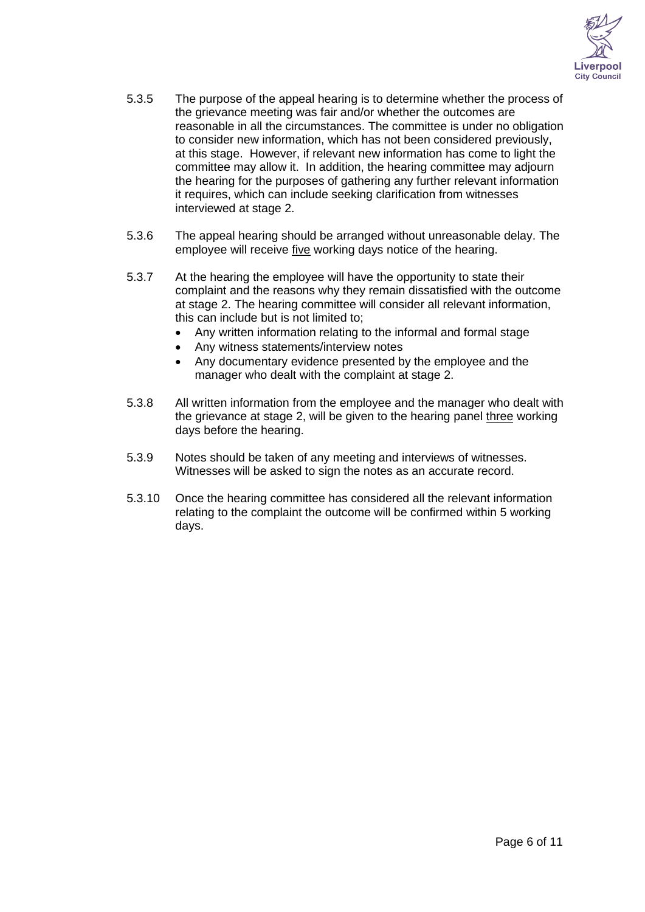5.3.5 The purpose of the appeal hearing is to determine whether the process of the grievance meeting was fair and/or whether the outcomes are reasonable in all the circumstances. The committee is under no obligation to consider new information, which has not been considered previously, at this stage. However, if relevant new information has come to light the committee may allow it. In addition, the hearing committee may adjourn the hearing for the purposes of gathering any further relevant information it requires, which can include seeking clarification from witnesses interviewed at stage 2.

5.3.6 The appeal hearing should be arranged without unreasonable delay. The employee will receive <u>five</u> working days notice of the hearing.

5.3.7 At the hearing the employee will have the opportunity to state their complaint and the reasons why they remain dissatisfied with the outcome at stage 2. The hearing committee will consider all relevant information, this can include but is not limited to;

- Any written information relating to the informal and formal stage
- Any witness statements/interview notes
- Any documentary evidence presented by the employee and the manager who dealt with the complaint at stage 2.

5.3.8 All written information from the employee and the manager who dealt with the grievance at stage 2, will be given to the hearing panel <u>three</u> working days before the hearing.

5.3.9 Notes should be taken of any meeting and interviews of witnesses. Witnesses will be asked to sign the notes as an accurate record.

5.3.10 Once the hearing committee has considered all the relevant information relating to the complaint the outcome will be confirmed within 5 working days.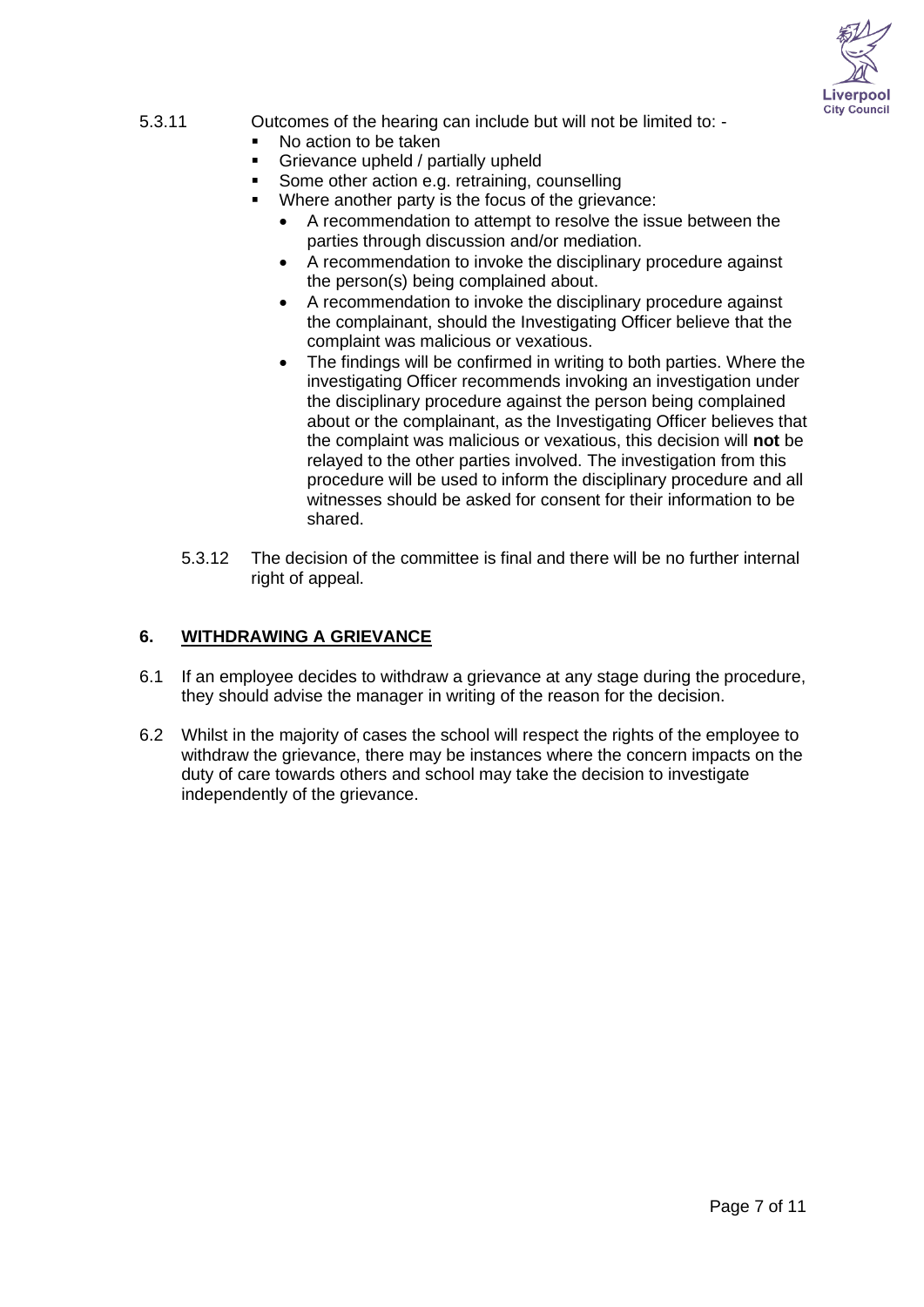5.3.11 Outcomes of the hearing can include but will not be limited to: -

- No action to be taken
- Grievance upheld / partially upheld
- Some other action e.g. retraining, counselling
- Where another party is the focus of the grievance:
    - A recommendation to attempt to resolve the issue between the parties through discussion and/or mediation.
    - A recommendation to invoke the disciplinary procedure against the person(s) being complained about.
    - A recommendation to invoke the disciplinary procedure against the complainant, should the Investigating Officer believe that the complaint was malicious or vexatious.
    - The findings will be confirmed in writing to both parties. Where the investigating Officer recommends invoking an investigation under the disciplinary procedure against the person being complained about or the complainant, as the Investigating Officer believes that the complaint was malicious or vexatious, this decision will **not** be relayed to the other parties involved. The investigation from this procedure will be used to inform the disciplinary procedure and all witnesses should be asked for consent for their information to be shared.

5.3.12 The decision of the committee is final and there will be no further internal right of appeal.

## 6. WITHDRAWING A GRIEVANCE

6.1 If an employee decides to withdraw a grievance at any stage during the procedure, they should advise the manager in writing of the reason for the decision.

6.2 Whilst in the majority of cases the school will respect the rights of the employee to withdraw the grievance, there may be instances where the concern impacts on the duty of care towards others and school may take the decision to investigate independently of the grievance.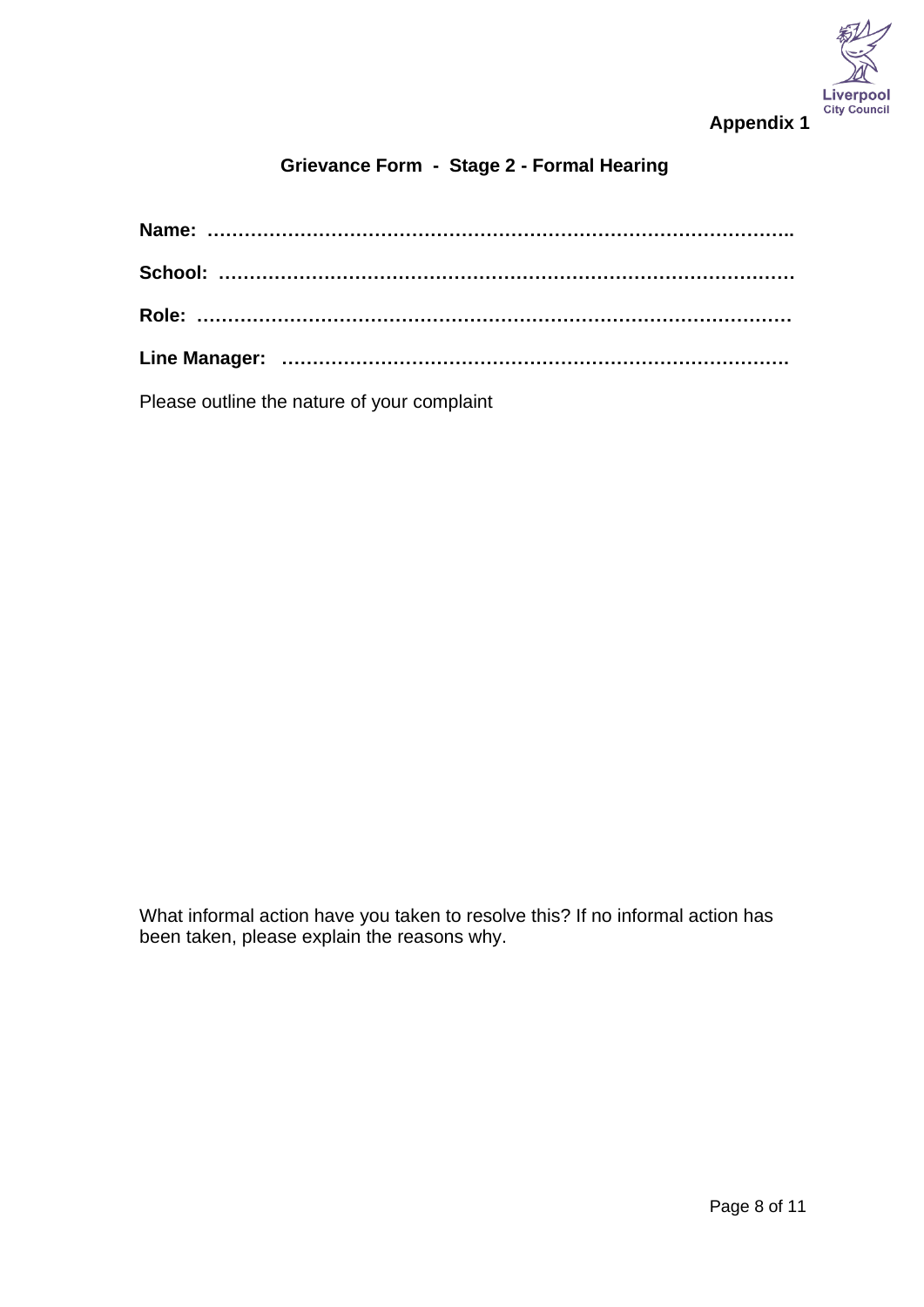**Appendix 1**

## Grievance Form - Stage 2 - Formal Hearing

**Name: ……………………………………………………………………………………..**

**School: …………………………………………………………………………………**

**Role: ……………………………………………………………………………………**

**Line Manager: ………………………………………………………………………….**

Please outline the nature of your complaint

What informal action have you taken to resolve this? If no informal action has been taken, please explain the reasons why.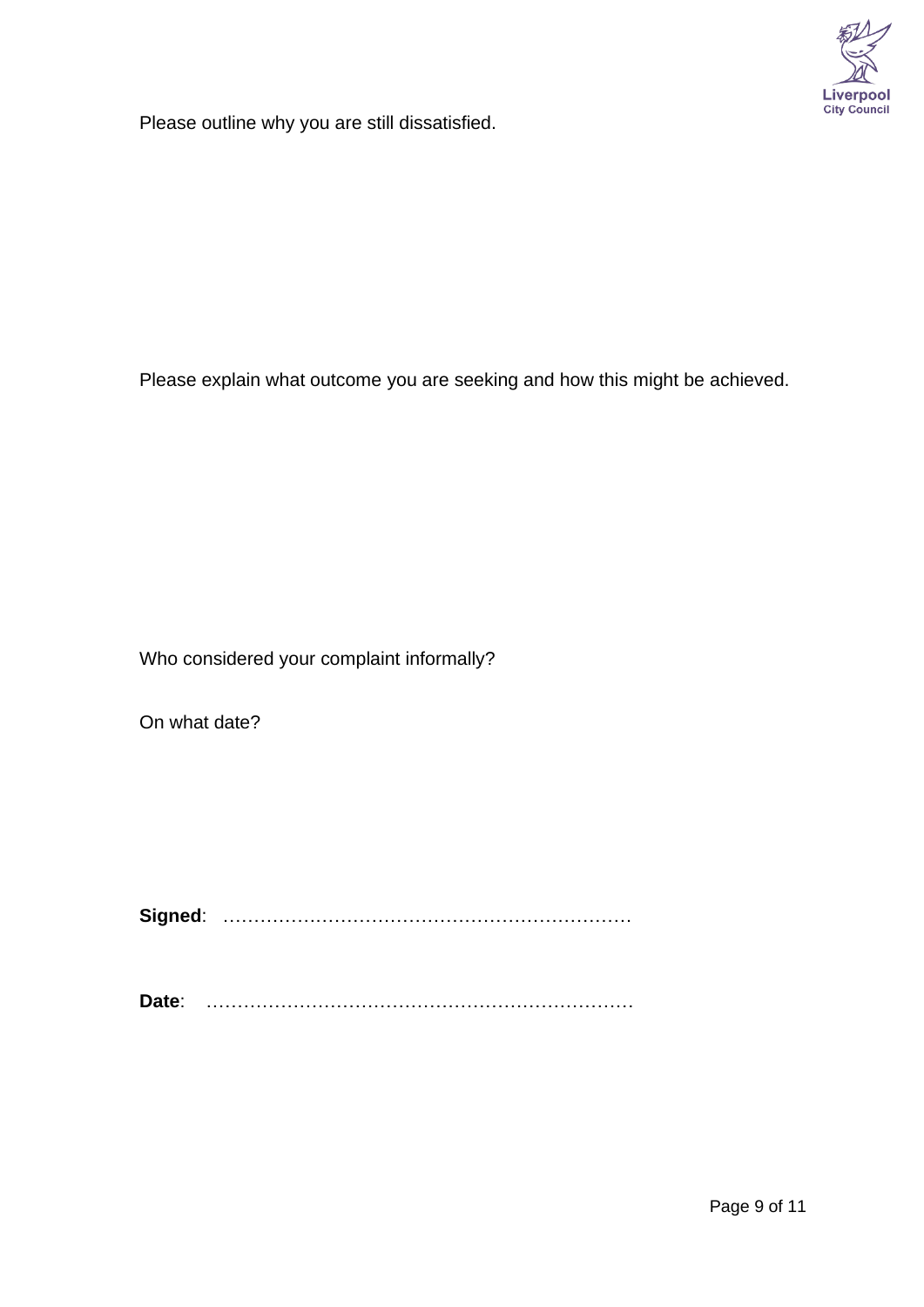Please outline why you are still dissatisfied.

Please explain what outcome you are seeking and how this might be achieved.

Who considered your complaint informally?

On what date?

**Signed**: …………………………………………………………

**Date**: ……………………………………………………………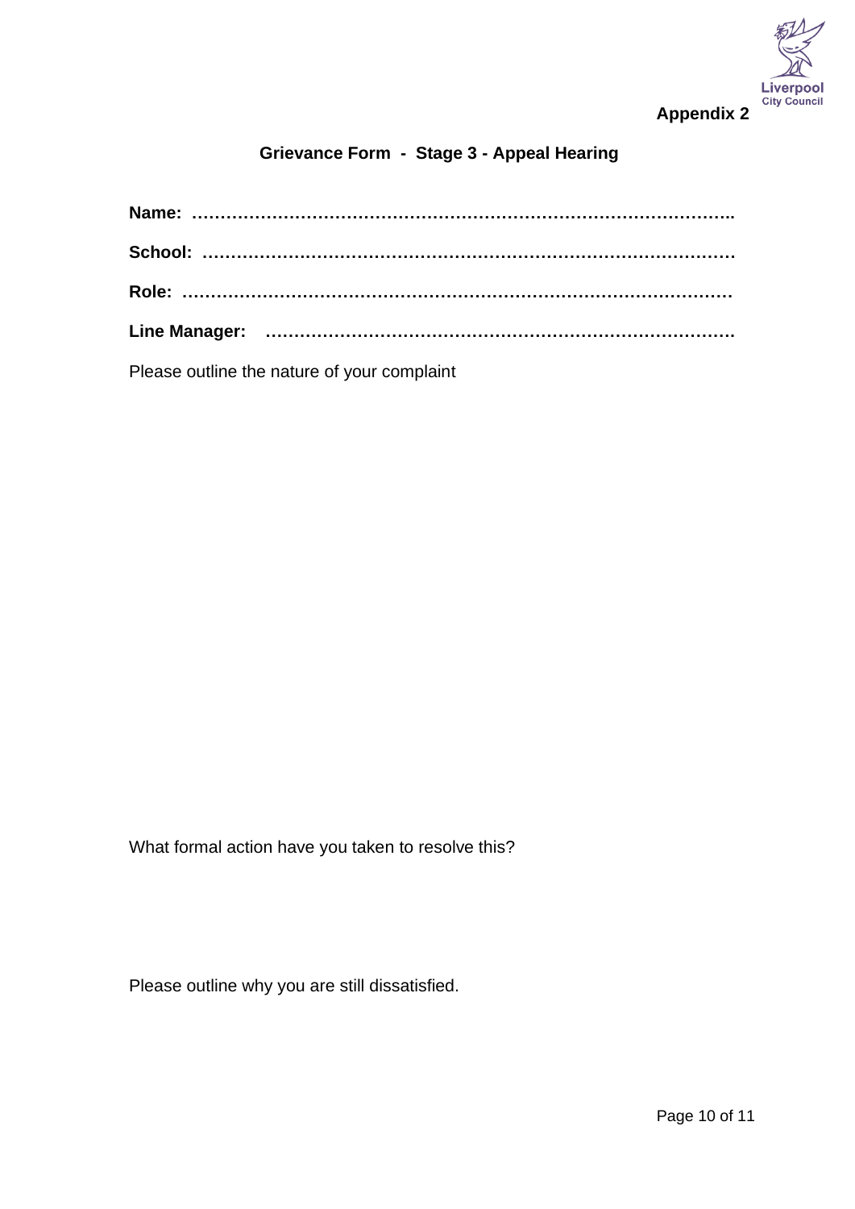**Appendix 2**

## Grievance Form - Stage 3 - Appeal Hearing

**Name: ……………………………………………………………………………………..**

**School: …………………………………………………………………………………**

**Role: ……………………………………………………………………………………**

**Line Manager: ……………………………………………………………………….**

Please outline the nature of your complaint

What formal action have you taken to resolve this?

Please outline why you are still dissatisfied.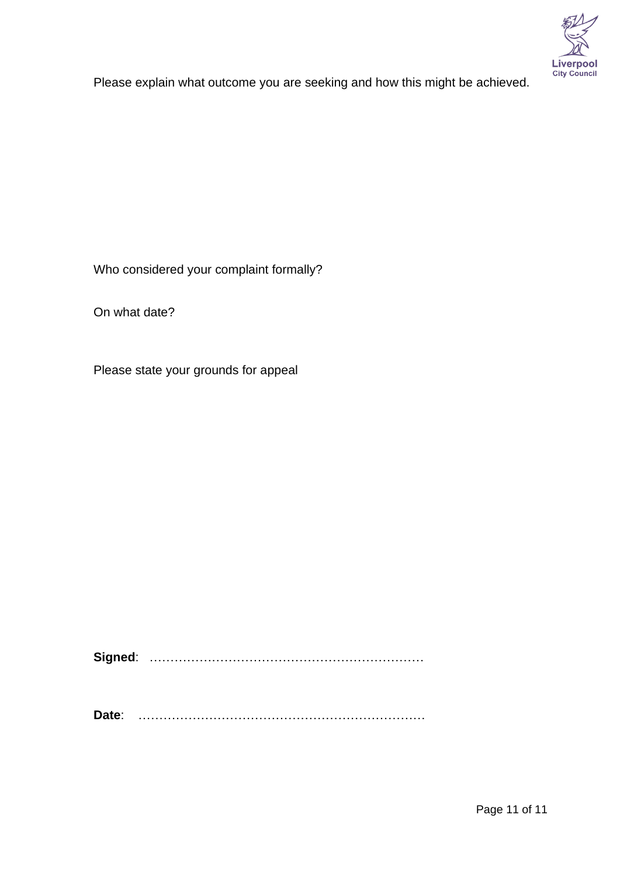Please explain what outcome you are seeking and how this might be achieved.

Who considered your complaint formally?

On what date?

Please state your grounds for appeal

**Signed**: …………………………………………………………

**Date**: ……………………………………………………………